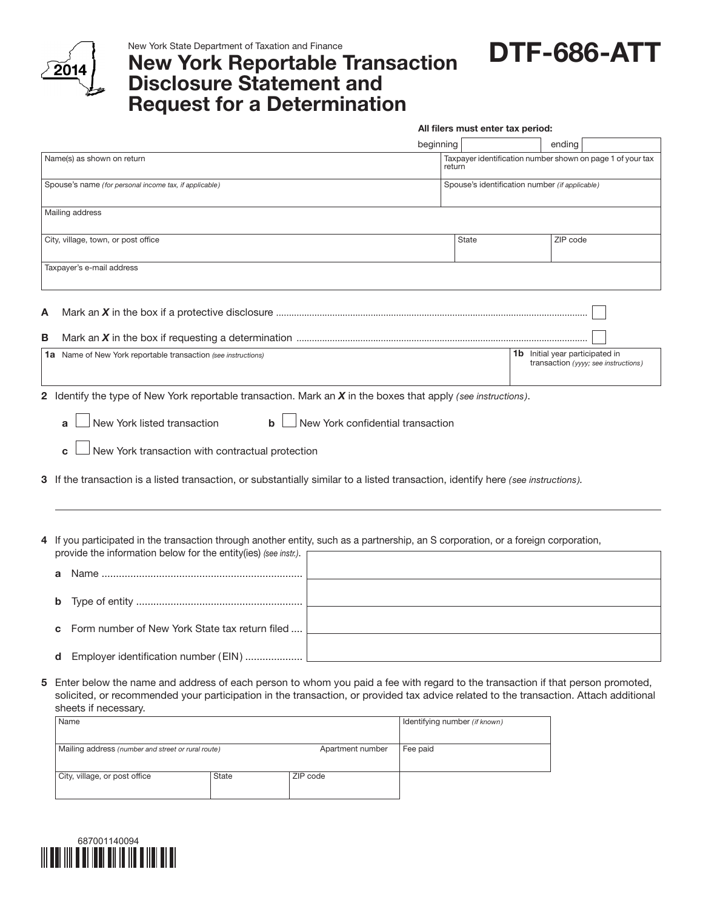New York State Department of Taxation and Finance

2014

# New York Reportable Transaction Disclosure Statement and Request for a Determination

# DTF-686-ATT

**All filers must enter tax period:**

beginning ______ ending ______

| Name(s) as shown on return | | Taxpayer identification number shown on page 1 of your tax return |
|---|---|---|
| Spouse's name *(for personal income tax, if applicable)* | | Spouse's identification number *(if applicable)* |
| Mailing address | | |
| City, village, town, or post office | State | ZIP code |
| Taxpayer's e-mail address | | |

**A** Mark an ***X*** in the box if a protective disclosure ☐

**B** Mark an ***X*** in the box if requesting a determination ☐

| **1a** Name of New York reportable transaction *(see instructions)* | **1b** Initial year participated in transaction *(yyyy; see instructions)* |
|---|---|
| | |

**2** Identify the type of New York reportable transaction. Mark an ***X*** in the boxes that apply *(see instructions)*.

**a** ☐ New York listed transaction  **b** ☐ New York confidential transaction

**c** ☐ New York transaction with contractual protection

**3** If the transaction is a listed transaction, or substantially similar to a listed transaction, identify here *(see instructions).*

**4** If you participated in the transaction through another entity, such as a partnership, an S corporation, or a foreign corporation, provide the information below for the entity(ies) *(see instr.)*.

**a** Name

**b** Type of entity

**c** Form number of New York State tax return filed

**d** Employer identification number (EIN)

**5** Enter below the name and address of each person to whom you paid a fee with regard to the transaction if that person promoted, solicited, or recommended your participation in the transaction, or provided tax advice related to the transaction. Attach additional sheets if necessary.

| Name | | | Identifying number *(if known)* |
|---|---|---|---|
| Mailing address *(number and street or rural route)* | | Apartment number | Fee paid |
| City, village, or post office | State | ZIP code | |

687001140094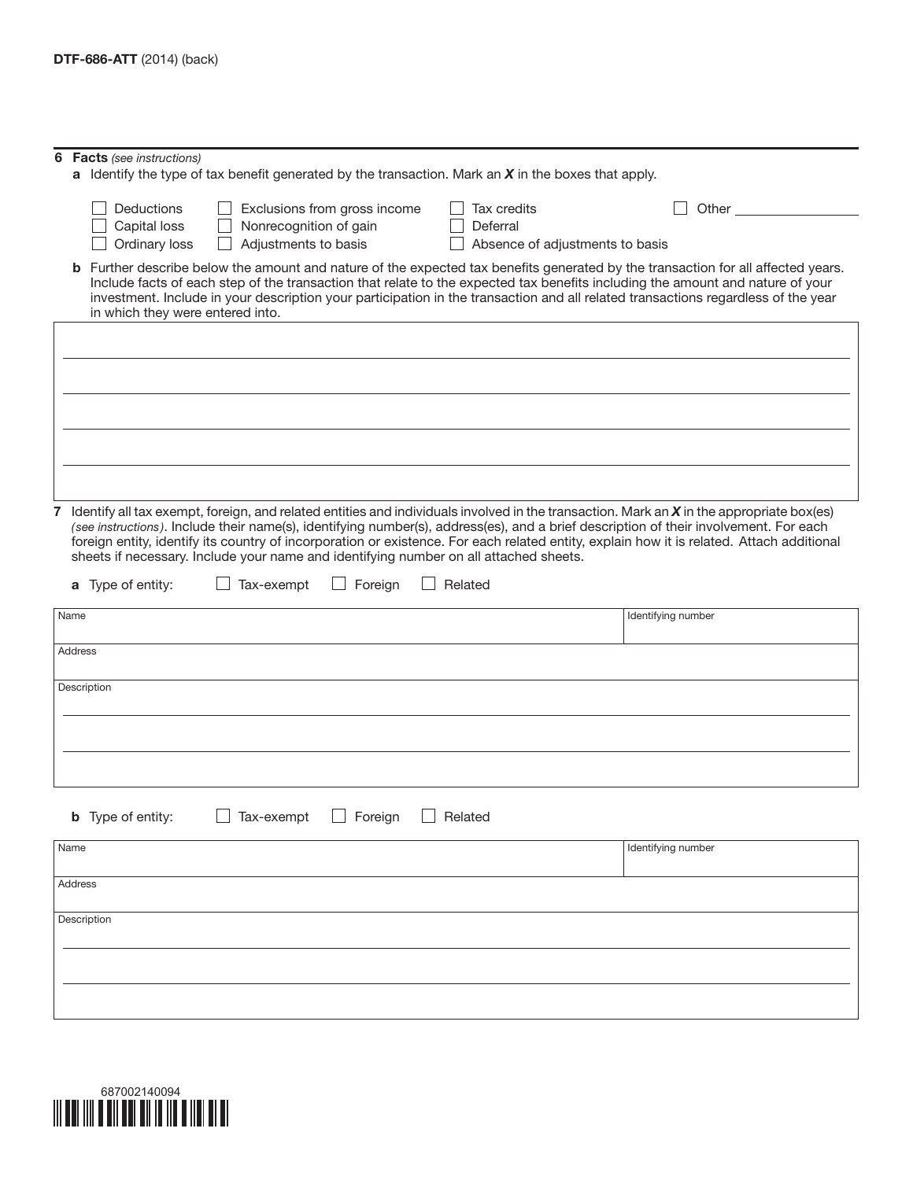## 6 Facts *(see instructions)*

**a** Identify the type of tax benefit generated by the transaction. Mark an ***X*** in the boxes that apply.

- ☐ Deductions
- ☐ Capital loss
- ☐ Ordinary loss
- ☐ Exclusions from gross income
- ☐ Nonrecognition of gain
- ☐ Adjustments to basis
- ☐ Tax credits
- ☐ Deferral
- ☐ Absence of adjustments to basis
- ☐ Other ________________

**b** Further describe below the amount and nature of the expected tax benefits generated by the transaction for all affected years. Include facts of each step of the transaction that relate to the expected tax benefits including the amount and nature of your investment. Include in your description your participation in the transaction and all related transactions regardless of the year in which they were entered into.

## 7

Identify all tax exempt, foreign, and related entities and individuals involved in the transaction. Mark an ***X*** in the appropriate box(es) *(see instructions)*. Include their name(s), identifying number(s), address(es), and a brief description of their involvement. For each foreign entity, identify its country of incorporation or existence. For each related entity, explain how it is related. Attach additional sheets if necessary. Include your name and identifying number on all attached sheets.

**a** Type of entity: ☐ Tax-exempt ☐ Foreign ☐ Related

| Name | Identifying number |
|---|---|
| | |

Address

Description

**b** Type of entity: ☐ Tax-exempt ☐ Foreign ☐ Related

| Name | Identifying number |
|---|---|
| | |

Address

Description

687002140094